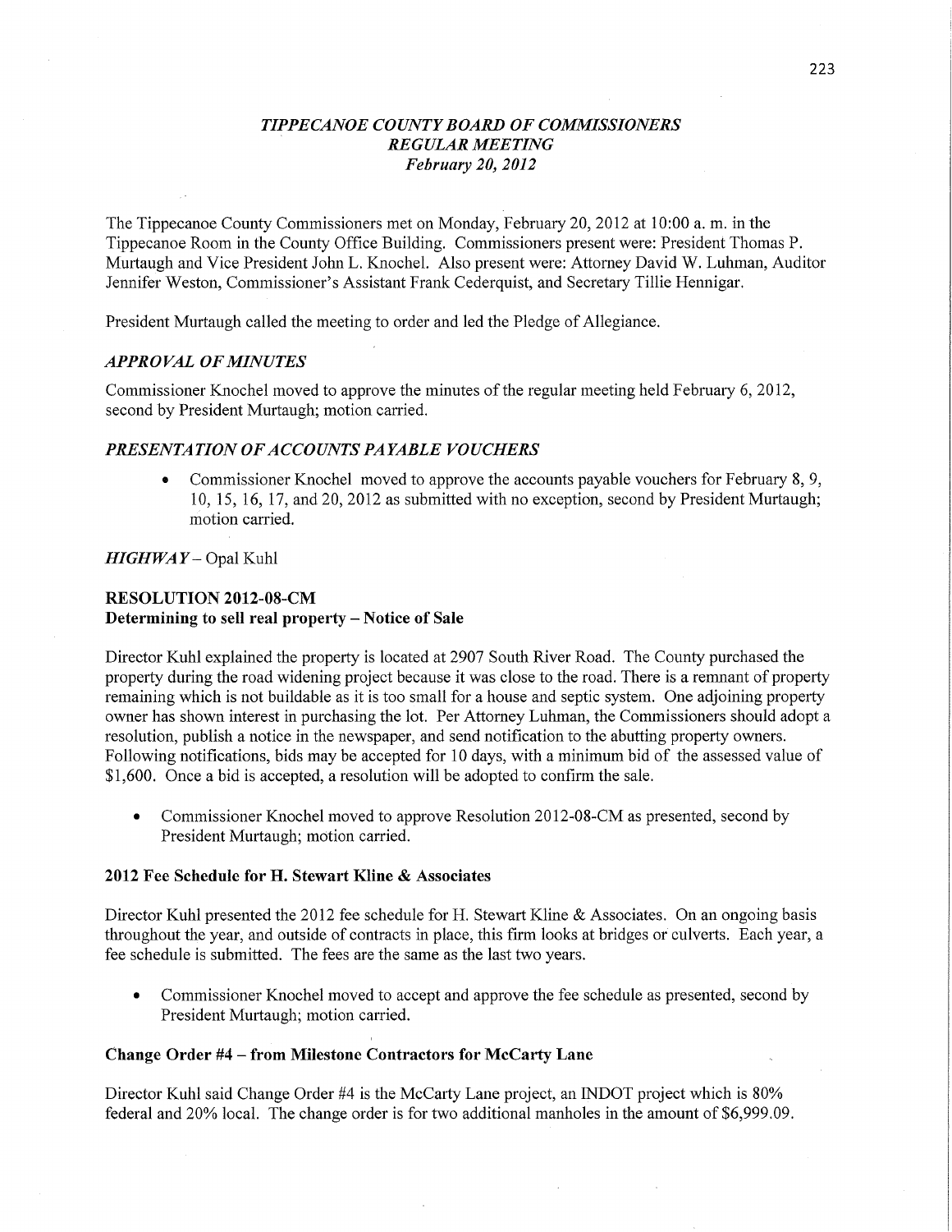# *TIPPECANOE COUNTY BOARD OF COMMISSIONERS*
## *REGULAR MEETING*
### *February 20, 2012*

The Tippecanoe County Commissioners met on Monday, February 20, 2012 at 10:00 a. m. in the Tippecanoe Room in the County Office Building. Commissioners present were: President Thomas P. Murtaugh and Vice President John L. Knochel. Also present were: Attorney David W. Luhman, Auditor Jennifer Weston, Commissioner's Assistant Frank Cederquist, and Secretary Tillie Hennigar.

President Murtaugh called the meeting to order and led the Pledge of Allegiance.

*APPROVAL OF MINUTES*

Commissioner Knochel moved to approve the minutes of the regular meeting held February 6, 2012, second by President Murtaugh; motion carried.

*PRESENTATION OF ACCOUNTS PAYABLE VOUCHERS*

- Commissioner Knochel moved to approve the accounts payable vouchers for February 8, 9, 10, 15, 16, 17, and 20, 2012 as submitted with no exception, second by President Murtaugh; motion carried.

*HIGHWAY* – Opal Kuhl

**RESOLUTION 2012-08-CM**
**Determining to sell real property – Notice of Sale**

Director Kuhl explained the property is located at 2907 South River Road. The County purchased the property during the road widening project because it was close to the road. There is a remnant of property remaining which is not buildable as it is too small for a house and septic system. One adjoining property owner has shown interest in purchasing the lot. Per Attorney Luhman, the Commissioners should adopt a resolution, publish a notice in the newspaper, and send notification to the abutting property owners. Following notifications, bids may be accepted for 10 days, with a minimum bid of the assessed value of $1,600. Once a bid is accepted, a resolution will be adopted to confirm the sale.

- Commissioner Knochel moved to approve Resolution 2012-08-CM as presented, second by President Murtaugh; motion carried.

**2012 Fee Schedule for H. Stewart Kline & Associates**

Director Kuhl presented the 2012 fee schedule for H. Stewart Kline & Associates. On an ongoing basis throughout the year, and outside of contracts in place, this firm looks at bridges or culverts. Each year, a fee schedule is submitted. The fees are the same as the last two years.

- Commissioner Knochel moved to accept and approve the fee schedule as presented, second by President Murtaugh; motion carried.

**Change Order #4 – from Milestone Contractors for McCarty Lane**

Director Kuhl said Change Order #4 is the McCarty Lane project, an INDOT project which is 80% federal and 20% local. The change order is for two additional manholes in the amount of $6,999.09.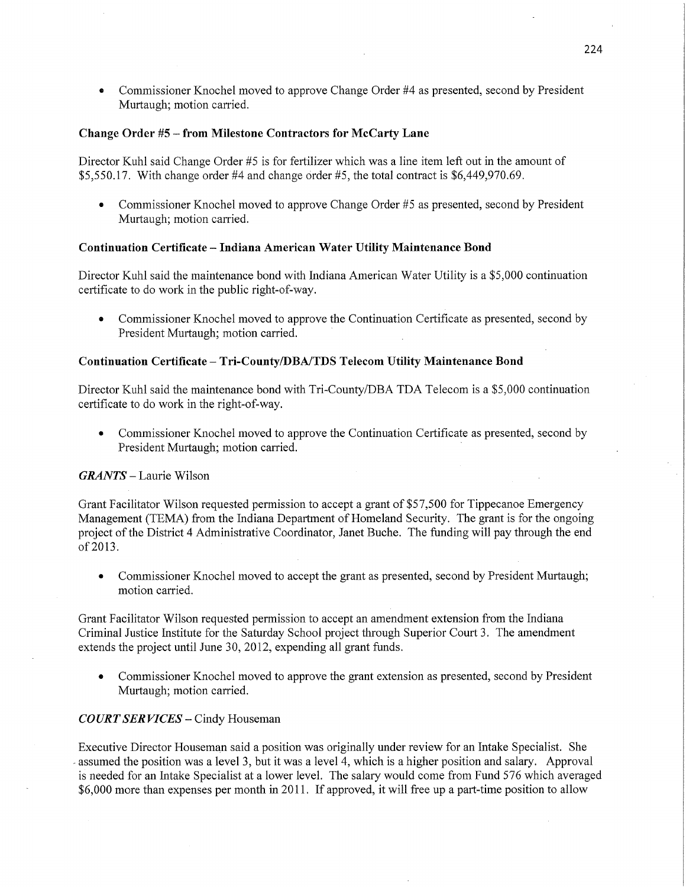- Commissioner Knochel moved to approve Change Order #4 as presented, second by President Murtaugh; motion carried.

**Change Order #5 – from Milestone Contractors for McCarty Lane**

Director Kuhl said Change Order #5 is for fertilizer which was a line item left out in the amount of $5,550.17. With change order #4 and change order #5, the total contract is $6,449,970.69.

- Commissioner Knochel moved to approve Change Order #5 as presented, second by President Murtaugh; motion carried.

**Continuation Certificate – Indiana American Water Utility Maintenance Bond**

Director Kuhl said the maintenance bond with Indiana American Water Utility is a $5,000 continuation certificate to do work in the public right-of-way.

- Commissioner Knochel moved to approve the Continuation Certificate as presented, second by President Murtaugh; motion carried.

**Continuation Certificate – Tri-County/DBA/TDS Telecom Utility Maintenance Bond**

Director Kuhl said the maintenance bond with Tri-County/DBA TDA Telecom is a $5,000 continuation certificate to do work in the right-of-way.

- Commissioner Knochel moved to approve the Continuation Certificate as presented, second by President Murtaugh; motion carried.

***GRANTS*** – Laurie Wilson

Grant Facilitator Wilson requested permission to accept a grant of $57,500 for Tippecanoe Emergency Management (TEMA) from the Indiana Department of Homeland Security. The grant is for the ongoing project of the District 4 Administrative Coordinator, Janet Buche. The funding will pay through the end of 2013.

- Commissioner Knochel moved to accept the grant as presented, second by President Murtaugh; motion carried.

Grant Facilitator Wilson requested permission to accept an amendment extension from the Indiana Criminal Justice Institute for the Saturday School project through Superior Court 3. The amendment extends the project until June 30, 2012, expending all grant funds.

- Commissioner Knochel moved to approve the grant extension as presented, second by President Murtaugh; motion carried.

***COURT SERVICES*** – Cindy Houseman

Executive Director Houseman said a position was originally under review for an Intake Specialist. She assumed the position was a level 3, but it was a level 4, which is a higher position and salary. Approval is needed for an Intake Specialist at a lower level. The salary would come from Fund 576 which averaged $6,000 more than expenses per month in 2011. If approved, it will free up a part-time position to allow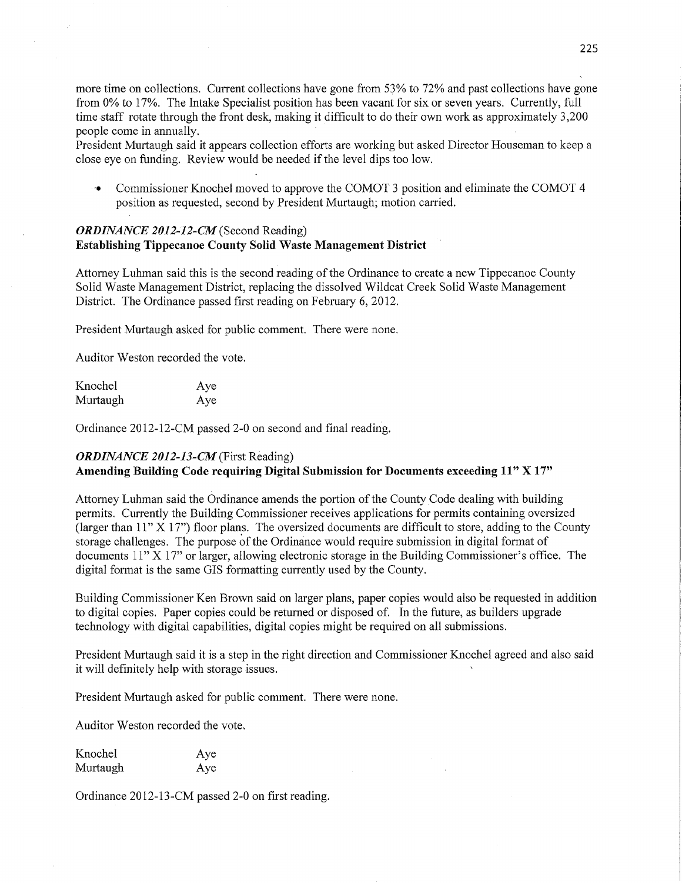more time on collections. Current collections have gone from 53% to 72% and past collections have gone from 0% to 17%. The Intake Specialist position has been vacant for six or seven years. Currently, full time staff rotate through the front desk, making it difficult to do their own work as approximately 3,200 people come in annually.

President Murtaugh said it appears collection efforts are working but asked Director Houseman to keep a close eye on funding. Review would be needed if the level dips too low.

- Commissioner Knochel moved to approve the COMOT 3 position and eliminate the COMOT 4 position as requested, second by President Murtaugh; motion carried.

***ORDINANCE 2012-12-CM*** (Second Reading)
**Establishing Tippecanoe County Solid Waste Management District**

Attorney Luhman said this is the second reading of the Ordinance to create a new Tippecanoe County Solid Waste Management District, replacing the dissolved Wildcat Creek Solid Waste Management District. The Ordinance passed first reading on February 6, 2012.

President Murtaugh asked for public comment. There were none.

Auditor Weston recorded the vote.

| | |
|---|---|
| Knochel | Aye |
| Murtaugh | Aye |

Ordinance 2012-12-CM passed 2-0 on second and final reading.

***ORDINANCE 2012-13-CM*** (First Reading)
**Amending Building Code requiring Digital Submission for Documents exceeding 11" X 17"**

Attorney Luhman said the Ordinance amends the portion of the County Code dealing with building permits. Currently the Building Commissioner receives applications for permits containing oversized (larger than 11" X 17") floor plans. The oversized documents are difficult to store, adding to the County storage challenges. The purpose of the Ordinance would require submission in digital format of documents 11" X 17" or larger, allowing electronic storage in the Building Commissioner's office. The digital format is the same GIS formatting currently used by the County.

Building Commissioner Ken Brown said on larger plans, paper copies would also be requested in addition to digital copies. Paper copies could be returned or disposed of. In the future, as builders upgrade technology with digital capabilities, digital copies might be required on all submissions.

President Murtaugh said it is a step in the right direction and Commissioner Knochel agreed and also said it will definitely help with storage issues.

President Murtaugh asked for public comment. There were none.

Auditor Weston recorded the vote.

| | |
|---|---|
| Knochel | Aye |
| Murtaugh | Aye |

Ordinance 2012-13-CM passed 2-0 on first reading.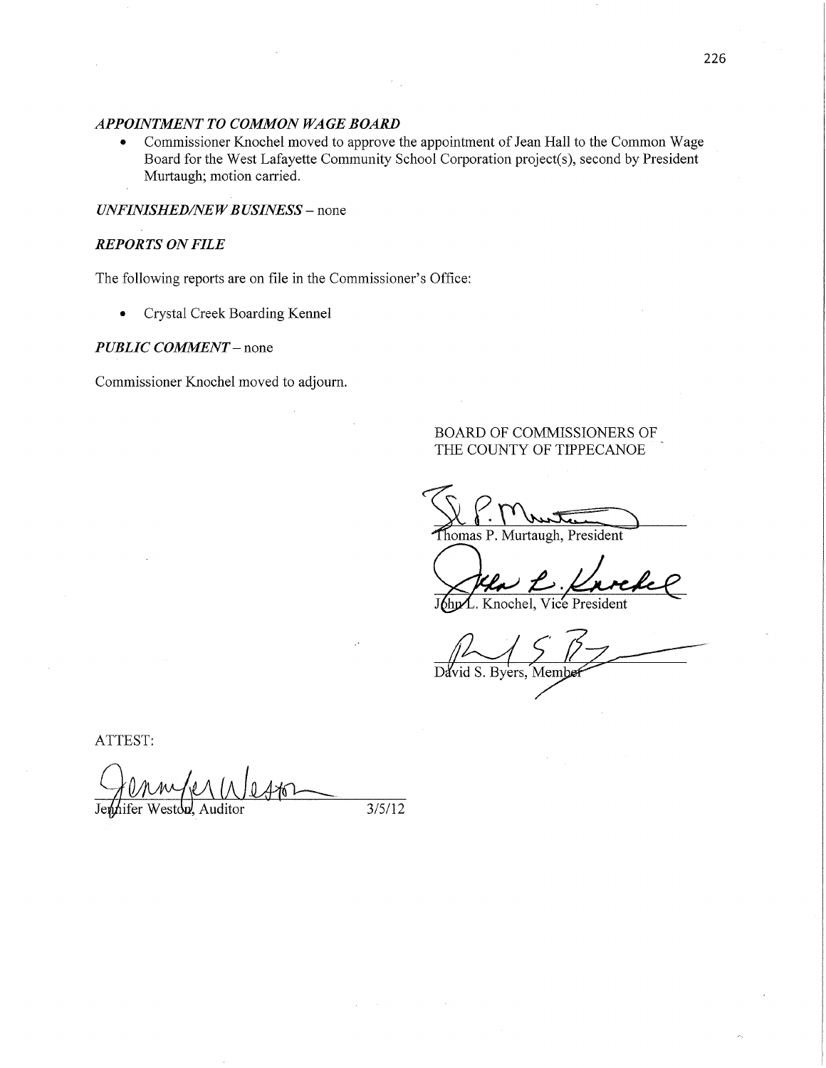### *APPOINTMENT TO COMMON WAGE BOARD*

- Commissioner Knochel moved to approve the appointment of Jean Hall to the Common Wage Board for the West Lafayette Community School Corporation project(s), second by President Murtaugh; motion carried.

### *UNFINISHED/NEW BUSINESS* – none

### *REPORTS ON FILE*

The following reports are on file in the Commissioner's Office:

- Crystal Creek Boarding Kennel

### *PUBLIC COMMENT* – none

Commissioner Knochel moved to adjourn.

BOARD OF COMMISSIONERS OF
THE COUNTY OF TIPPECANOE

Thomas P. Murtaugh, President

John L. Knochel, Vice President

David S. Byers, Member

ATTEST:

Jennifer Weston, Auditor 3/5/12